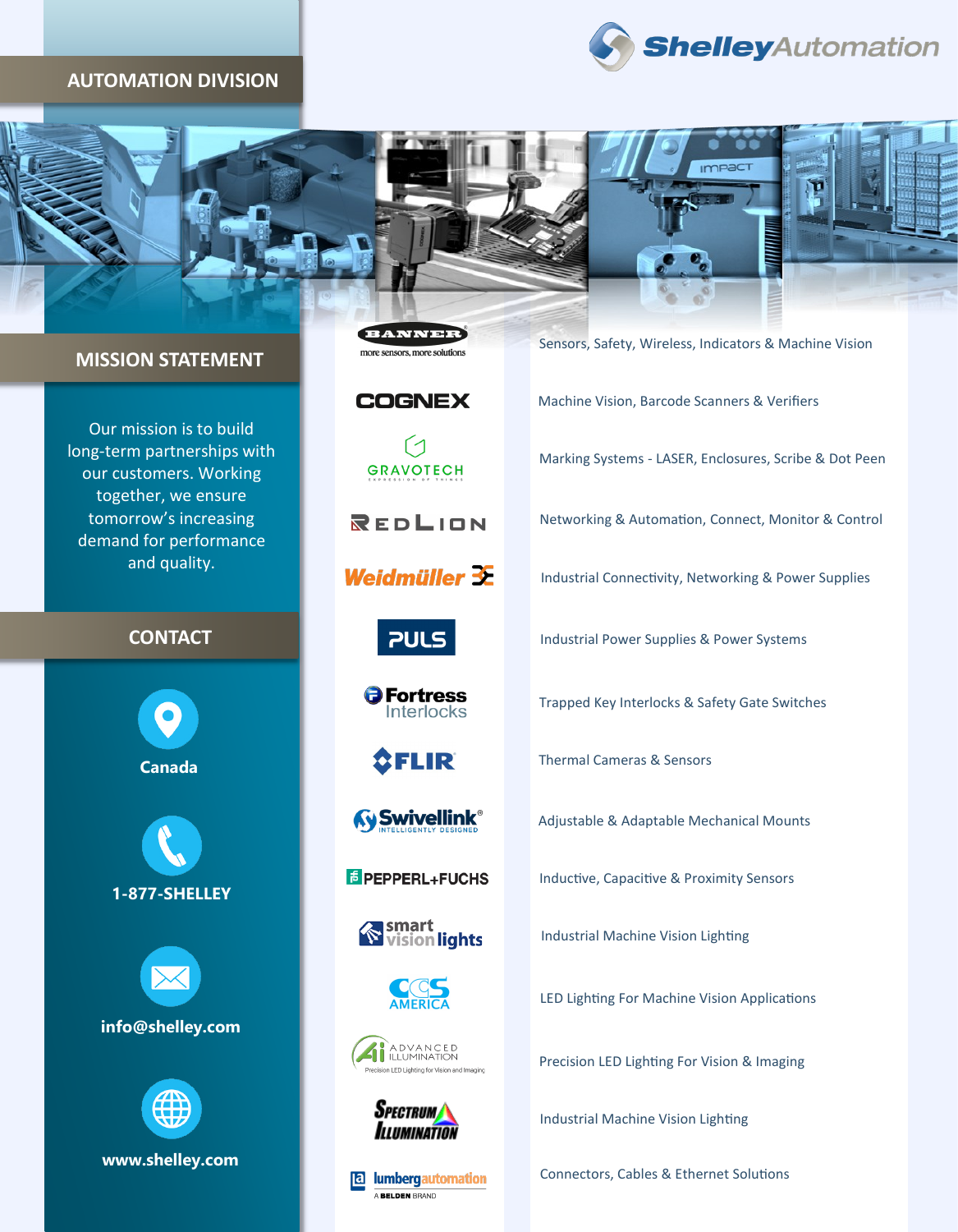# ShelleyAutomation

## AUTOMATION DIVISION

## MISSION STATEMENT

Our mission is to build long-term partnerships with our customers. Working together, we ensure tomorrow's increasing demand for performance and quality.

## CONTACT

**Canada**

**1-877-SHELLEY**

**info@shelley.com**

**www.shelley.com**

| Brand | Products |
| --- | --- |
| BANNER – more sensors, more solutions | Sensors, Safety, Wireless, Indicators & Machine Vision |
| COGNEX | Machine Vision, Barcode Scanners & Verifiers |
| GRAVOTECH | Marking Systems - LASER, Enclosures, Scribe & Dot Peen |
| RED LION | Networking & Automation, Connect, Monitor & Control |
| Weidmüller | Industrial Connectivity, Networking & Power Supplies |
| PULS | Industrial Power Supplies & Power Systems |
| Fortress Interlocks | Trapped Key Interlocks & Safety Gate Switches |
| FLIR | Thermal Cameras & Sensors |
| Swivellink® – Intelligently Designed | Adjustable & Adaptable Mechanical Mounts |
| PEPPERL+FUCHS | Inductive, Capacitive & Proximity Sensors |
| smart vision lights | Industrial Machine Vision Lighting |
| CCS America | LED Lighting For Machine Vision Applications |
| Advanced Illumination – Precision LED Lighting for Vision and Imaging | Precision LED Lighting For Vision & Imaging |
| Spectrum Illumination | Industrial Machine Vision Lighting |
| lumberg automation – A BELDEN BRAND | Connectors, Cables & Ethernet Solutions |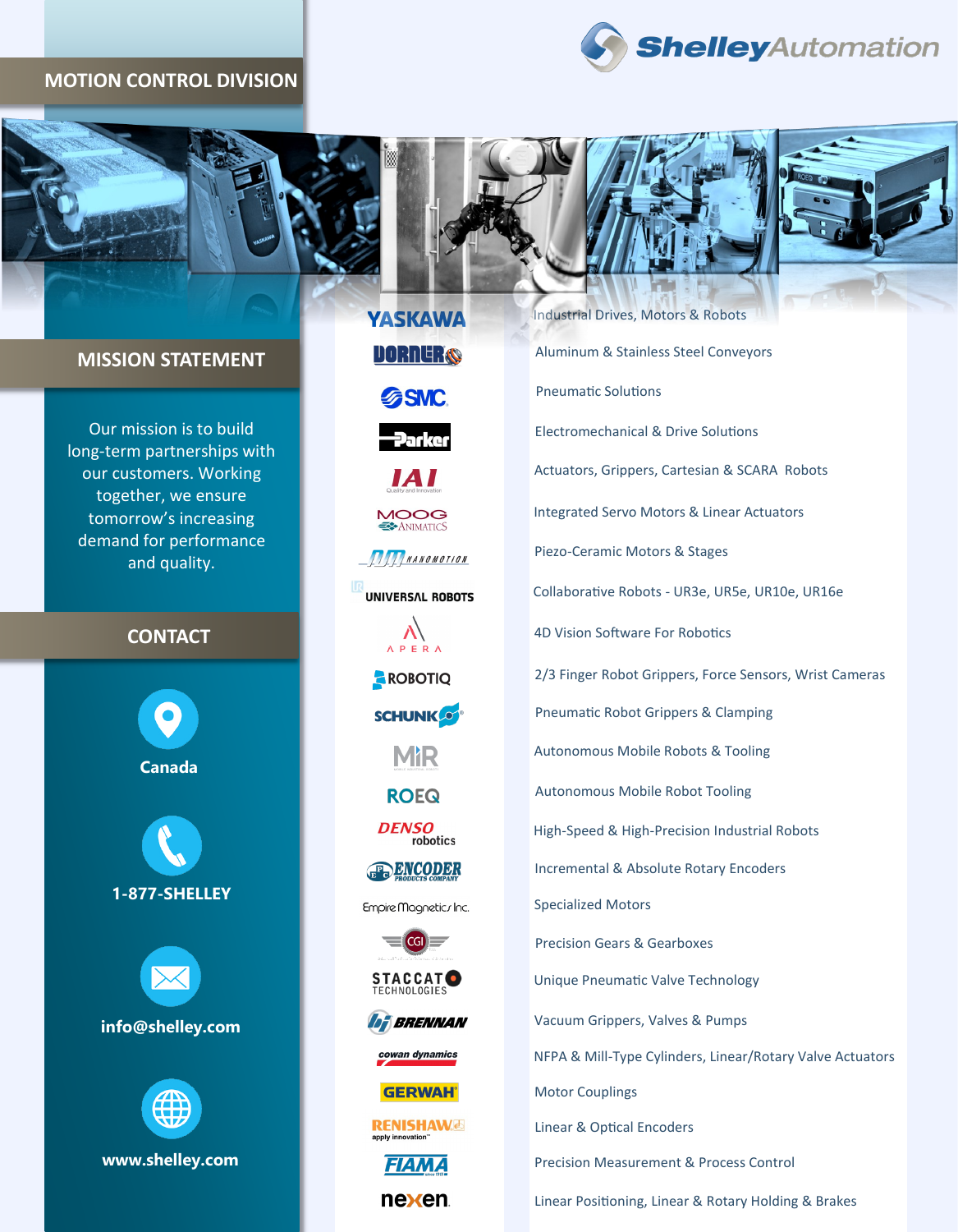# MOTION CONTROL DIVISION

ShelleyAutomation

## MISSION STATEMENT

Our mission is to build long-term partnerships with our customers. Working together, we ensure tomorrow's increasing demand for performance and quality.

## CONTACT

**Canada**

**1-877-SHELLEY**

**info@shelley.com**

**www.shelley.com**

| | |
|---|---|
| YASKAWA | Industrial Drives, Motors & Robots |
| DORNER | Aluminum & Stainless Steel Conveyors |
| SMC | Pneumatic Solutions |
| Parker | Electromechanical & Drive Solutions |
| IAI | Actuators, Grippers, Cartesian & SCARA Robots |
| MOOG ANIMATICS | Integrated Servo Motors & Linear Actuators |
| DM NANOMOTION | Piezo-Ceramic Motors & Stages |
| UNIVERSAL ROBOTS | Collaborative Robots - UR3e, UR5e, UR10e, UR16e |
| APERA | 4D Vision Software For Robotics |
| ROBOTIQ | 2/3 Finger Robot Grippers, Force Sensors, Wrist Cameras |
| SCHUNK | Pneumatic Robot Grippers & Clamping |
| MiR | Autonomous Mobile Robots & Tooling |
| ROEQ | Autonomous Mobile Robot Tooling |
| DENSO robotics | High-Speed & High-Precision Industrial Robots |
| ENCODER PRODUCTS COMPANY | Incremental & Absolute Rotary Encoders |
| Empire Magnetics Inc. | Specialized Motors |
| CGI | Precision Gears & Gearboxes |
| STACCATO TECHNOLOGIES | Unique Pneumatic Valve Technology |
| BRENNAN | Vacuum Grippers, Valves & Pumps |
| cowan dynamics | NFPA & Mill-Type Cylinders, Linear/Rotary Valve Actuators |
| GERWAH | Motor Couplings |
| RENISHAW apply innovation | Linear & Optical Encoders |
| FIAMA | Precision Measurement & Process Control |
| nexen | Linear Positioning, Linear & Rotary Holding & Brakes |